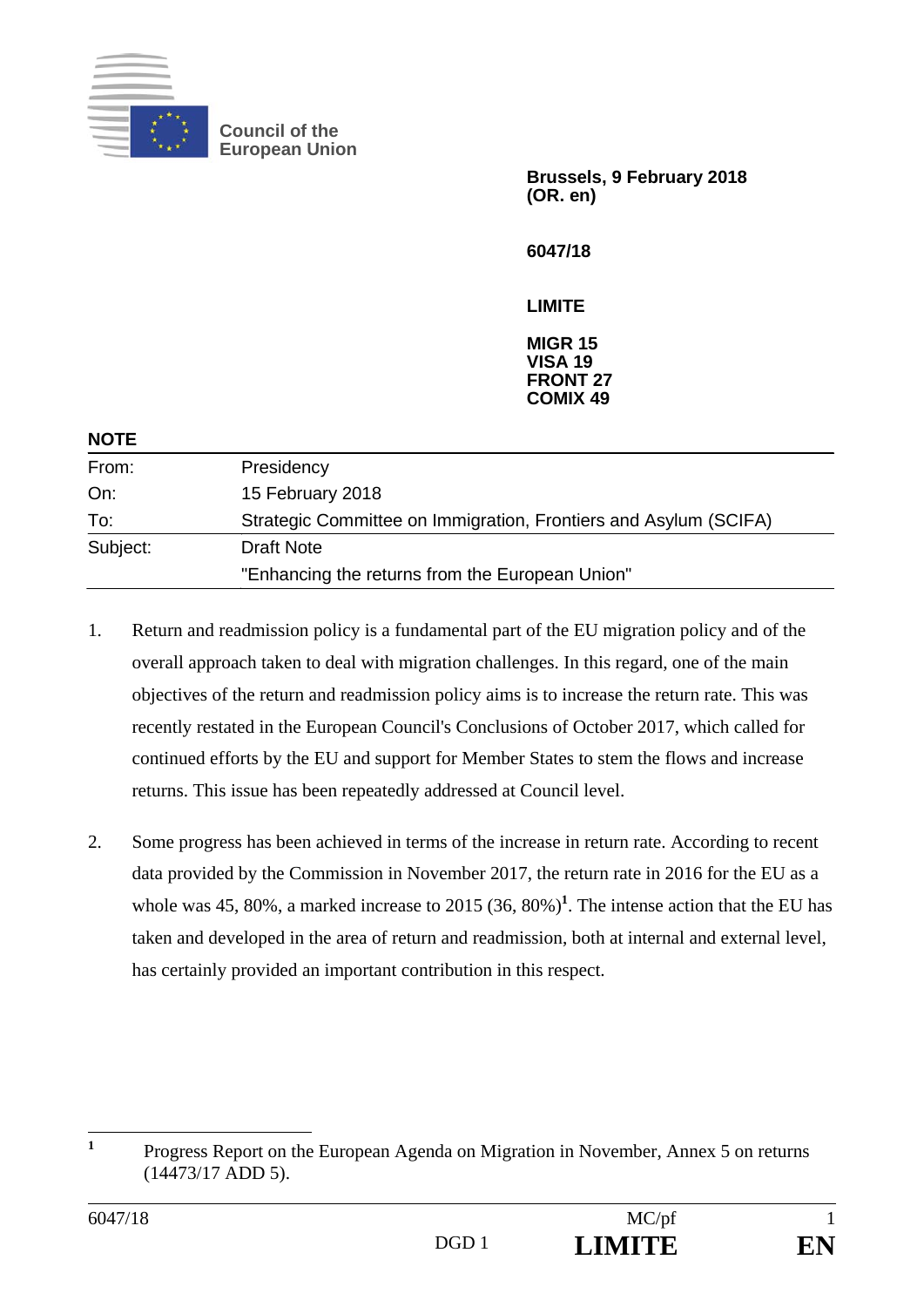Council of the European Union

**Brussels, 9 February 2018**
**(OR. en)**

**6047/18**

**LIMITE**

**MIGR 15**
**VISA 19**
**FRONT 27**
**COMIX 49**

**NOTE**

| | |
|---|---|
| From: | Presidency |
| On: | 15 February 2018 |
| To: | Strategic Committee on Immigration, Frontiers and Asylum (SCIFA) |
| Subject: | Draft Note<br>"Enhancing the returns from the European Union" |

1. Return and readmission policy is a fundamental part of the EU migration policy and of the overall approach taken to deal with migration challenges. In this regard, one of the main objectives of the return and readmission policy aims is to increase the return rate. This was recently restated in the European Council's Conclusions of October 2017, which called for continued efforts by the EU and support for Member States to stem the flows and increase returns. This issue has been repeatedly addressed at Council level.

2. Some progress has been achieved in terms of the increase in return rate. According to recent data provided by the Commission in November 2017, the return rate in 2016 for the EU as a whole was 45, 80%, a marked increase to 2015 (36, 80%)[1]. The intense action that the EU has taken and developed in the area of return and readmission, both at internal and external level, has certainly provided an important contribution in this respect.

---

[1] Progress Report on the European Agenda on Migration in November, Annex 5 on returns (14473/17 ADD 5).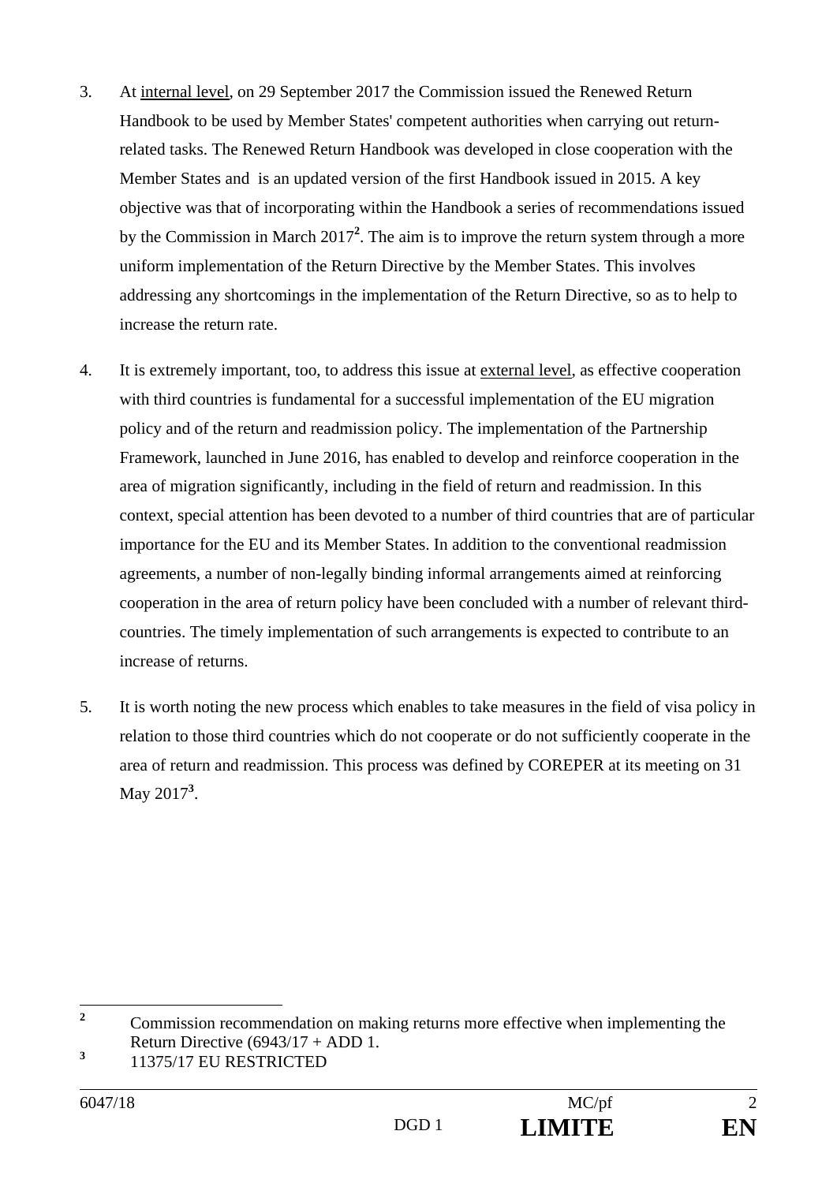3. At internal level, on 29 September 2017 the Commission issued the Renewed Return Handbook to be used by Member States' competent authorities when carrying out return-related tasks. The Renewed Return Handbook was developed in close cooperation with the Member States and is an updated version of the first Handbook issued in 2015. A key objective was that of incorporating within the Handbook a series of recommendations issued by the Commission in March 2017[2]. The aim is to improve the return system through a more uniform implementation of the Return Directive by the Member States. This involves addressing any shortcomings in the implementation of the Return Directive, so as to help to increase the return rate.

4. It is extremely important, too, to address this issue at external level, as effective cooperation with third countries is fundamental for a successful implementation of the EU migration policy and of the return and readmission policy. The implementation of the Partnership Framework, launched in June 2016, has enabled to develop and reinforce cooperation in the area of migration significantly, including in the field of return and readmission. In this context, special attention has been devoted to a number of third countries that are of particular importance for the EU and its Member States. In addition to the conventional readmission agreements, a number of non-legally binding informal arrangements aimed at reinforcing cooperation in the area of return policy have been concluded with a number of relevant third-countries. The timely implementation of such arrangements is expected to contribute to an increase of returns.

5. It is worth noting the new process which enables to take measures in the field of visa policy in relation to those third countries which do not cooperate or do not sufficiently cooperate in the area of return and readmission. This process was defined by COREPER at its meeting on 31 May 2017[3].

---

[2] Commission recommendation on making returns more effective when implementing the Return Directive (6943/17 + ADD 1.

[3] 11375/17 EU RESTRICTED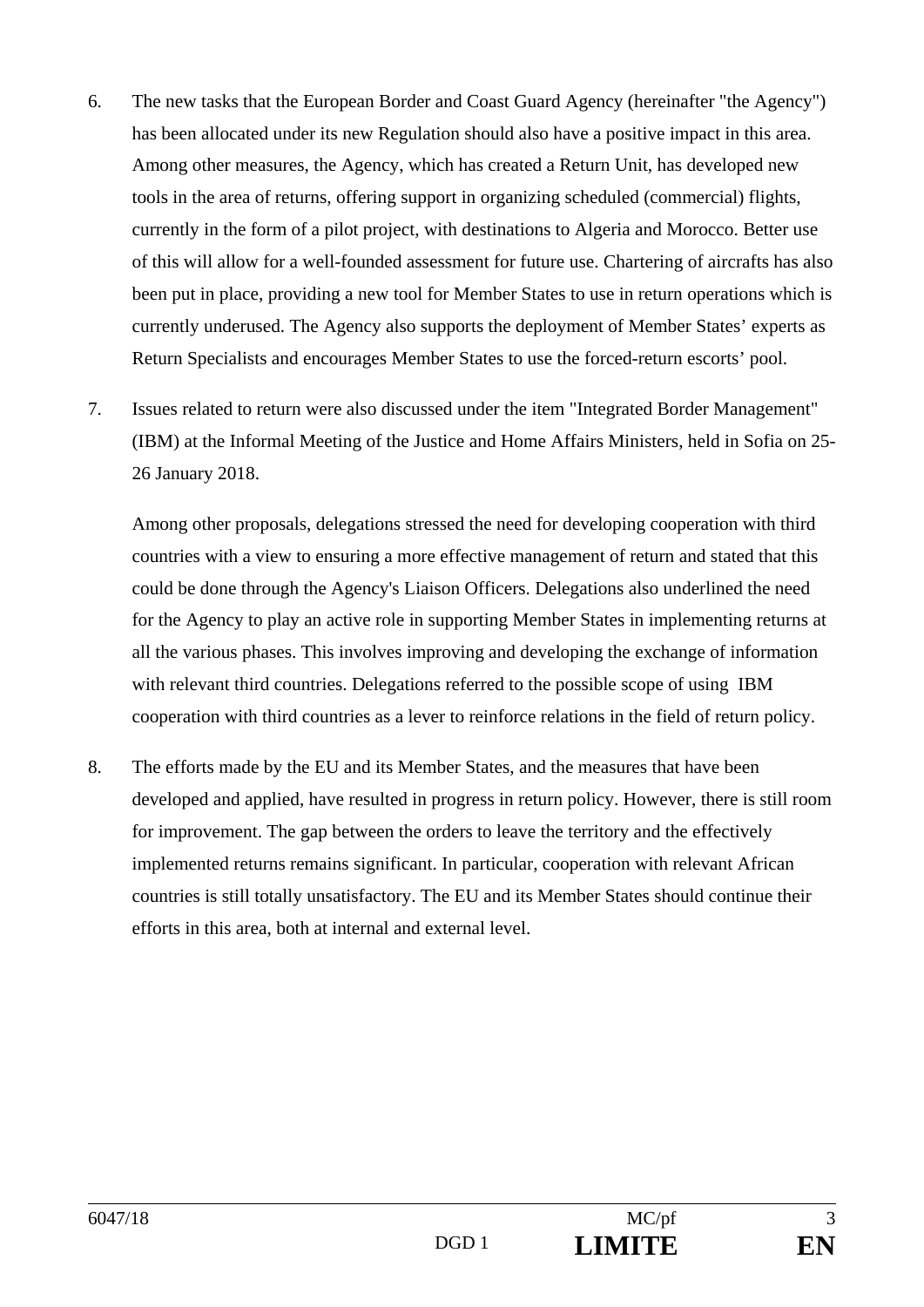6. The new tasks that the European Border and Coast Guard Agency (hereinafter "the Agency") has been allocated under its new Regulation should also have a positive impact in this area. Among other measures, the Agency, which has created a Return Unit, has developed new tools in the area of returns, offering support in organizing scheduled (commercial) flights, currently in the form of a pilot project, with destinations to Algeria and Morocco. Better use of this will allow for a well-founded assessment for future use. Chartering of aircrafts has also been put in place, providing a new tool for Member States to use in return operations which is currently underused. The Agency also supports the deployment of Member States' experts as Return Specialists and encourages Member States to use the forced-return escorts' pool.

7. Issues related to return were also discussed under the item "Integrated Border Management" (IBM) at the Informal Meeting of the Justice and Home Affairs Ministers, held in Sofia on 25-26 January 2018.

   Among other proposals, delegations stressed the need for developing cooperation with third countries with a view to ensuring a more effective management of return and stated that this could be done through the Agency's Liaison Officers. Delegations also underlined the need for the Agency to play an active role in supporting Member States in implementing returns at all the various phases. This involves improving and developing the exchange of information with relevant third countries. Delegations referred to the possible scope of using IBM cooperation with third countries as a lever to reinforce relations in the field of return policy.

8. The efforts made by the EU and its Member States, and the measures that have been developed and applied, have resulted in progress in return policy. However, there is still room for improvement. The gap between the orders to leave the territory and the effectively implemented returns remains significant. In particular, cooperation with relevant African countries is still totally unsatisfactory. The EU and its Member States should continue their efforts in this area, both at internal and external level.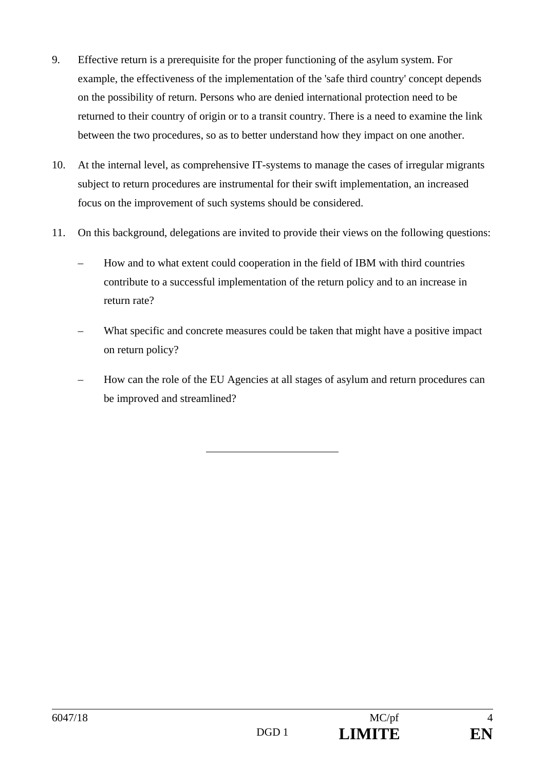9. Effective return is a prerequisite for the proper functioning of the asylum system. For example, the effectiveness of the implementation of the 'safe third country' concept depends on the possibility of return. Persons who are denied international protection need to be returned to their country of origin or to a transit country. There is a need to examine the link between the two procedures, so as to better understand how they impact on one another.

10. At the internal level, as comprehensive IT-systems to manage the cases of irregular migrants subject to return procedures are instrumental for their swift implementation, an increased focus on the improvement of such systems should be considered.

11. On this background, delegations are invited to provide their views on the following questions:

    – How and to what extent could cooperation in the field of IBM with third countries contribute to a successful implementation of the return policy and to an increase in return rate?

    – What specific and concrete measures could be taken that might have a positive impact on return policy?

    – How can the role of the EU Agencies at all stages of asylum and return procedures can be improved and streamlined?